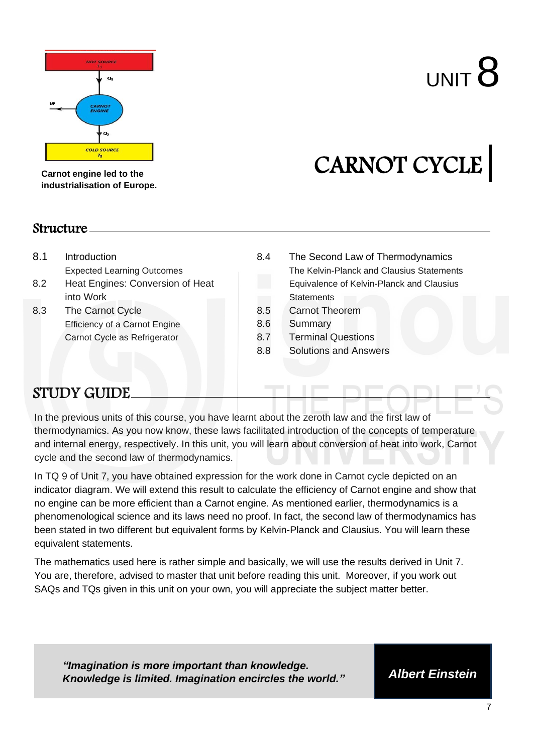Carnot engine led to the industrialisation of Europe.

# UNIT 8

# CARNOT CYCLE

## Structure

8.1 Introduction
  Expected Learning Outcomes

8.2 Heat Engines: Conversion of Heat into Work

8.3 The Carnot Cycle
  Efficiency of a Carnot Engine
  Carnot Cycle as Refrigerator

8.4 The Second Law of Thermodynamics
  The Kelvin-Planck and Clausius Statements
  Equivalence of Kelvin-Planck and Clausius Statements

8.5 Carnot Theorem

8.6 Summary

8.7 Terminal Questions

8.8 Solutions and Answers

## STUDY GUIDE

In the previous units of this course, you have learnt about the zeroth law and the first law of thermodynamics. As you now know, these laws facilitated introduction of the concepts of temperature and internal energy, respectively. In this unit, you will learn about conversion of heat into work, Carnot cycle and the second law of thermodynamics.

In TQ 9 of Unit 7, you have obtained expression for the work done in Carnot cycle depicted on an indicator diagram. We will extend this result to calculate the efficiency of Carnot engine and show that no engine can be more efficient than a Carnot engine. As mentioned earlier, thermodynamics is a phenomenological science and its laws need no proof. In fact, the second law of thermodynamics has been stated in two different but equivalent forms by Kelvin-Planck and Clausius. You will learn these equivalent statements.

The mathematics used here is rather simple and basically, we will use the results derived in Unit 7. You are, therefore, advised to master that unit before reading this unit. Moreover, if you work out SAQs and TQs given in this unit on your own, you will appreciate the subject matter better.

> ***"Imagination is more important than knowledge. Knowledge is limited. Imagination encircles the world."***
>
> ***Albert Einstein***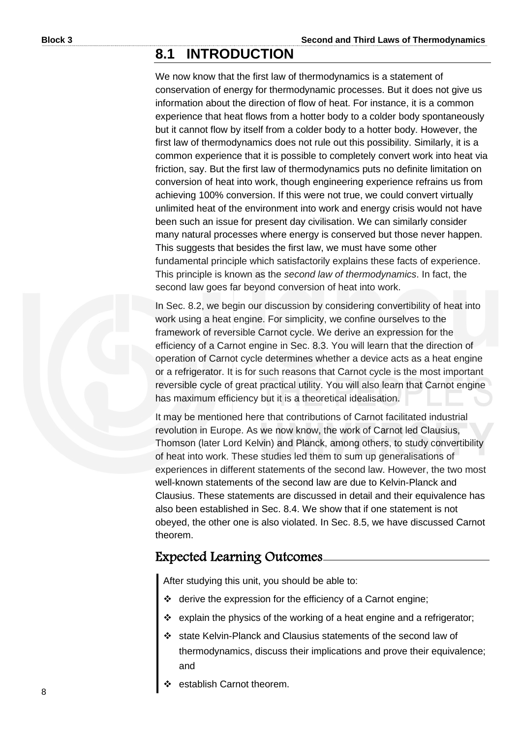## 8.1 INTRODUCTION

We now know that the first law of thermodynamics is a statement of conservation of energy for thermodynamic processes. But it does not give us information about the direction of flow of heat. For instance, it is a common experience that heat flows from a hotter body to a colder body spontaneously but it cannot flow by itself from a colder body to a hotter body. However, the first law of thermodynamics does not rule out this possibility. Similarly, it is a common experience that it is possible to completely convert work into heat via friction, say. But the first law of thermodynamics puts no definite limitation on conversion of heat into work, though engineering experience refrains us from achieving 100% conversion. If this were not true, we could convert virtually unlimited heat of the environment into work and energy crisis would not have been such an issue for present day civilisation. We can similarly consider many natural processes where energy is conserved but those never happen. This suggests that besides the first law, we must have some other fundamental principle which satisfactorily explains these facts of experience. This principle is known as the *second law of thermodynamics*. In fact, the second law goes far beyond conversion of heat into work.

In Sec. 8.2, we begin our discussion by considering convertibility of heat into work using a heat engine. For simplicity, we confine ourselves to the framework of reversible Carnot cycle. We derive an expression for the efficiency of a Carnot engine in Sec. 8.3. You will learn that the direction of operation of Carnot cycle determines whether a device acts as a heat engine or a refrigerator. It is for such reasons that Carnot cycle is the most important reversible cycle of great practical utility. You will also learn that Carnot engine has maximum efficiency but it is a theoretical idealisation.

It may be mentioned here that contributions of Carnot facilitated industrial revolution in Europe. As we now know, the work of Carnot led Clausius, Thomson (later Lord Kelvin) and Planck, among others, to study convertibility of heat into work. These studies led them to sum up generalisations of experiences in different statements of the second law. However, the two most well-known statements of the second law are due to Kelvin-Planck and Clausius. These statements are discussed in detail and their equivalence has also been established in Sec. 8.4. We show that if one statement is not obeyed, the other one is also violated. In Sec. 8.5, we have discussed Carnot theorem.

### Expected Learning Outcomes

After studying this unit, you should be able to:

- derive the expression for the efficiency of a Carnot engine;
- explain the physics of the working of a heat engine and a refrigerator;
- state Kelvin-Planck and Clausius statements of the second law of thermodynamics, discuss their implications and prove their equivalence; and
- establish Carnot theorem.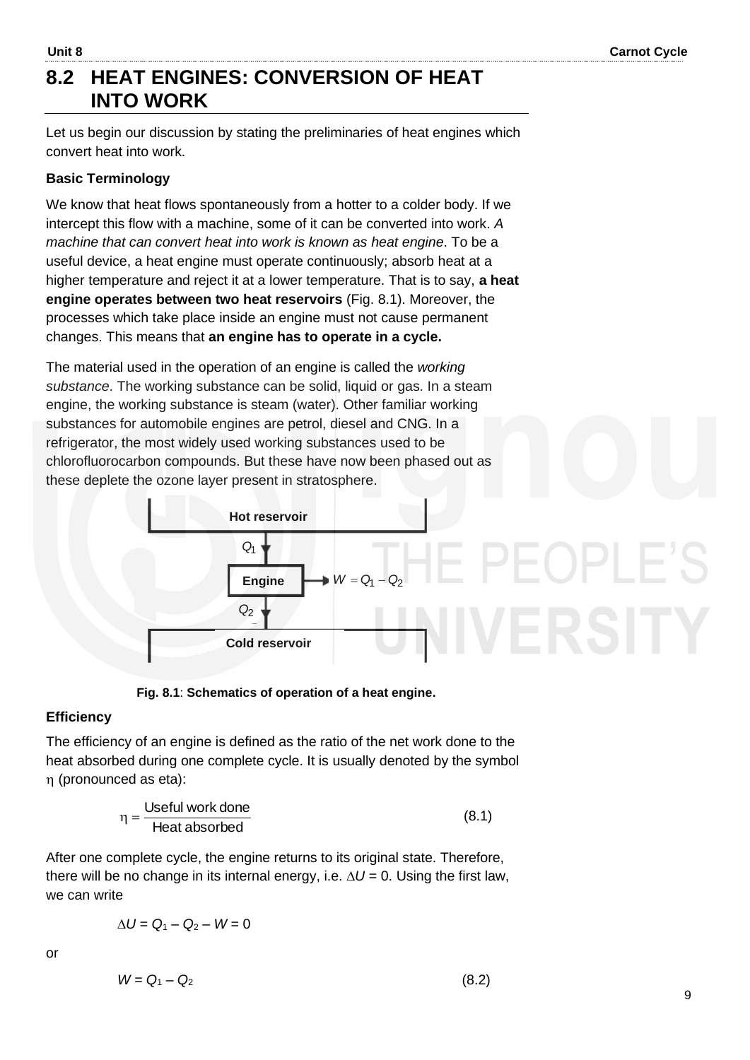## 8.2 HEAT ENGINES: CONVERSION OF HEAT INTO WORK

Let us begin our discussion by stating the preliminaries of heat engines which convert heat into work.

### Basic Terminology

We know that heat flows spontaneously from a hotter to a colder body. If we intercept this flow with a machine, some of it can be converted into work. *A machine that can convert heat into work is known as heat engine*. To be a useful device, a heat engine must operate continuously; absorb heat at a higher temperature and reject it at a lower temperature. That is to say, **a heat engine operates between two heat reservoirs** (Fig. 8.1). Moreover, the processes which take place inside an engine must not cause permanent changes. This means that **an engine has to operate in a cycle.**

The material used in the operation of an engine is called the *working substance*. The working substance can be solid, liquid or gas. In a steam engine, the working substance is steam (water). Other familiar working substances for automobile engines are petrol, diesel and CNG. In a refrigerator, the most widely used working substances used to be chlorofluorocarbon compounds. But these have now been phased out as these deplete the ozone layer present in stratosphere.

Hot reservoir

$Q_1$

Engine → $W = Q_1 - Q_2$

$Q_2$

Cold reservoir

**Fig. 8.1**: **Schematics of operation of a heat engine.**

### Efficiency

The efficiency of an engine is defined as the ratio of the net work done to the heat absorbed during one complete cycle. It is usually denoted by the symbol $\eta$ (pronounced as eta):

$$\eta = \frac{\text{Useful work done}}{\text{Heat absorbed}} \tag{8.1}$$

After one complete cycle, the engine returns to its original state. Therefore, there will be no change in its internal energy, i.e. $\Delta U = 0$. Using the first law, we can write

$$\Delta U = Q_1 - Q_2 - W = 0$$

or

$$W = Q_1 - Q_2 \tag{8.2}$$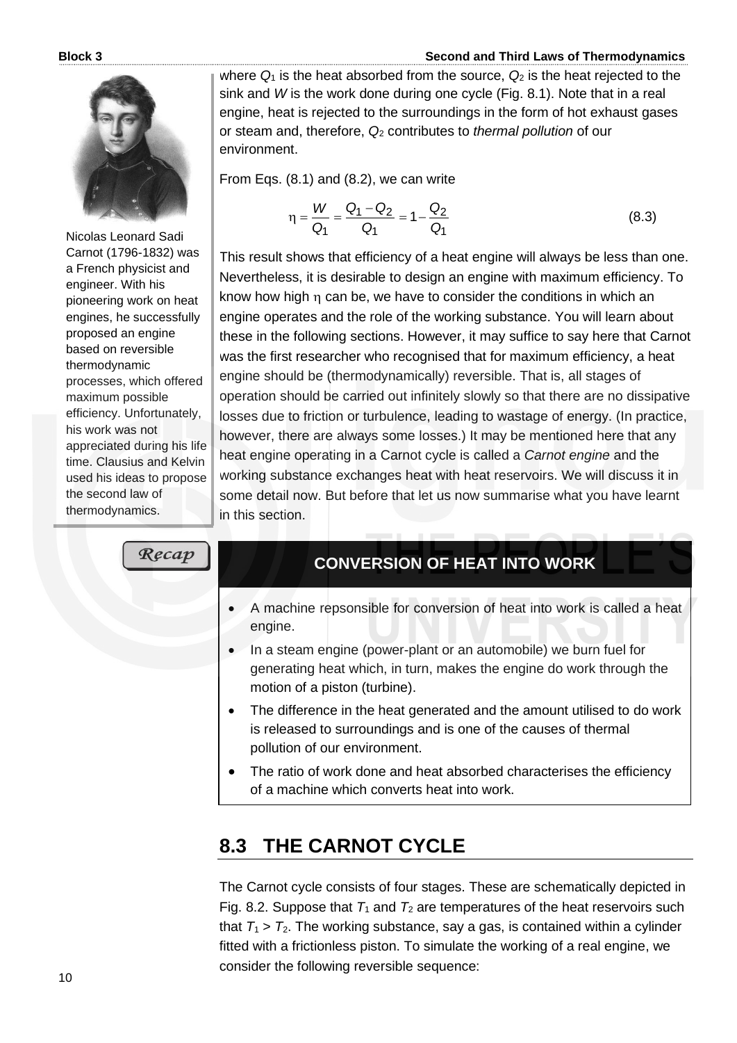where $Q_1$ is the heat absorbed from the source, $Q_2$ is the heat rejected to the sink and $W$ is the work done during one cycle (Fig. 8.1). Note that in a real engine, heat is rejected to the surroundings in the form of hot exhaust gases or steam and, therefore, $Q_2$ contributes to *thermal pollution* of our environment.

From Eqs. (8.1) and (8.2), we can write

$$\eta = \frac{W}{Q_1} = \frac{Q_1 - Q_2}{Q_1} = 1 - \frac{Q_2}{Q_1} \tag{8.3}$$

This result shows that efficiency of a heat engine will always be less than one. Nevertheless, it is desirable to design an engine with maximum efficiency. To know how high $\eta$ can be, we have to consider the conditions in which an engine operates and the role of the working substance. You will learn about these in the following sections. However, it may suffice to say here that Carnot was the first researcher who recognised that for maximum efficiency, a heat engine should be (thermodynamically) reversible. That is, all stages of operation should be carried out infinitely slowly so that there are no dissipative losses due to friction or turbulence, leading to wastage of energy. (In practice, however, there are always some losses.) It may be mentioned here that any heat engine operating in a Carnot cycle is called a *Carnot engine* and the working substance exchanges heat with heat reservoirs. We will discuss it in some detail now. But before that let us now summarise what you have learnt in this section.

Nicolas Leonard Sadi Carnot (1796-1832) was a French physicist and engineer. With his pioneering work on heat engines, he successfully proposed an engine based on reversible thermodynamic processes, which offered maximum possible efficiency. Unfortunately, his work was not appreciated during his life time. Clausius and Kelvin used his ideas to propose the second law of thermodynamics.

**Recap**

**CONVERSION OF HEAT INTO WORK**

- A machine repsonsible for conversion of heat into work is called a heat engine.
- In a steam engine (power-plant or an automobile) we burn fuel for generating heat which, in turn, makes the engine do work through the motion of a piston (turbine).
- The difference in the heat generated and the amount utilised to do work is released to surroundings and is one of the causes of thermal pollution of our environment.
- The ratio of work done and heat absorbed characterises the efficiency of a machine which converts heat into work.

## 8.3 THE CARNOT CYCLE

The Carnot cycle consists of four stages. These are schematically depicted in Fig. 8.2. Suppose that $T_1$ and $T_2$ are temperatures of the heat reservoirs such that $T_1 > T_2$. The working substance, say a gas, is contained within a cylinder fitted with a frictionless piston. To simulate the working of a real engine, we consider the following reversible sequence: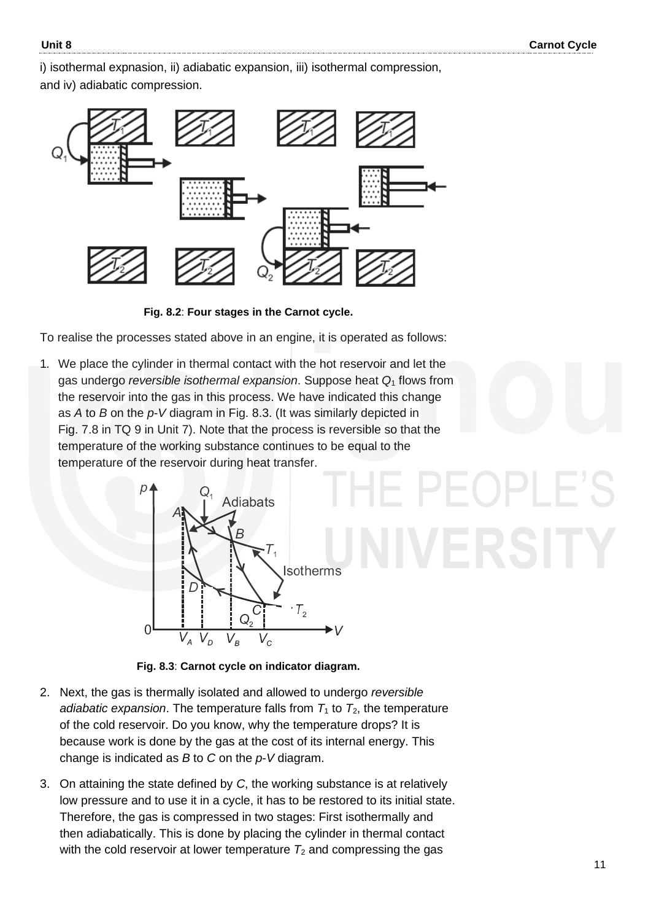i) isothermal expnasion, ii) adiabatic expansion, iii) isothermal compression, and iv) adiabatic compression.

**Fig. 8.2**: **Four stages in the Carnot cycle.**

To realise the processes stated above in an engine, it is operated as follows:

1. We place the cylinder in thermal contact with the hot reservoir and let the gas undergo *reversible isothermal expansion*. Suppose heat $Q_1$ flows from the reservoir into the gas in this process. We have indicated this change as $A$ to $B$ on the $p$-$V$ diagram in Fig. 8.3. (It was similarly depicted in Fig. 7.8 in TQ 9 in Unit 7). Note that the process is reversible so that the temperature of the working substance continues to be equal to the temperature of the reservoir during heat transfer.

**Fig. 8.3**: **Carnot cycle on indicator diagram.**

2. Next, the gas is thermally isolated and allowed to undergo *reversible adiabatic expansion*. The temperature falls from $T_1$ to $T_2$, the temperature of the cold reservoir. Do you know, why the temperature drops? It is because work is done by the gas at the cost of its internal energy. This change is indicated as $B$ to $C$ on the $p$-$V$ diagram.

3. On attaining the state defined by $C$, the working substance is at relatively low pressure and to use it in a cycle, it has to be restored to its initial state. Therefore, the gas is compressed in two stages: First isothermally and then adiabatically. This is done by placing the cylinder in thermal contact with the cold reservoir at lower temperature $T_2$ and compressing the gas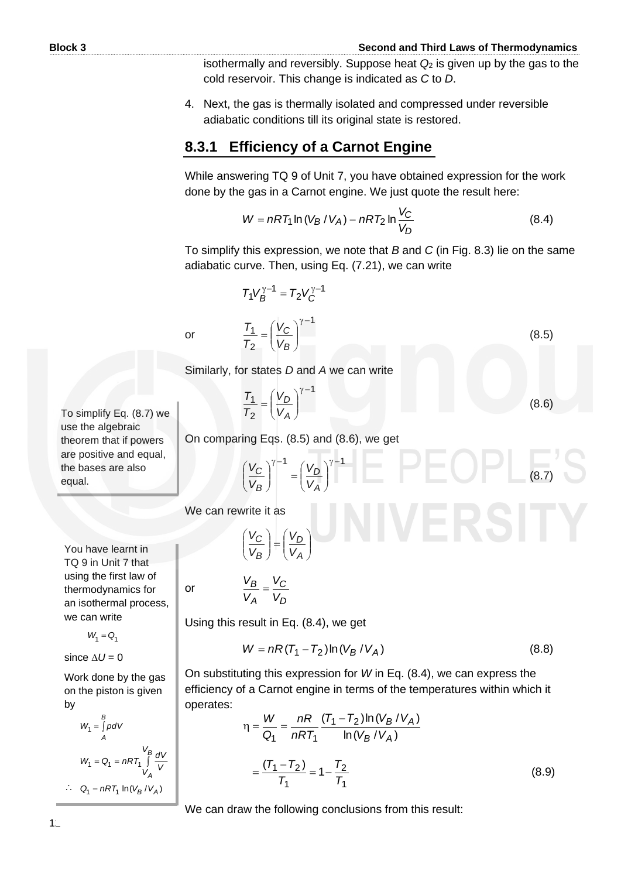isothermally and reversibly. Suppose heat $Q_2$ is given up by the gas to the cold reservoir. This change is indicated as $C$ to $D$.

4. Next, the gas is thermally isolated and compressed under reversible adiabatic conditions till its original state is restored.

### 8.3.1 Efficiency of a Carnot Engine

While answering TQ 9 of Unit 7, you have obtained expression for the work done by the gas in a Carnot engine. We just quote the result here:

$$W = nRT_1 \ln (V_B / V_A) - nRT_2 \ln \frac{V_C}{V_D} \tag{8.4}$$

To simplify this expression, we note that $B$ and $C$ (in Fig. 8.3) lie on the same adiabatic curve. Then, using Eq. (7.21), we can write

$$T_1 V_B^{\gamma-1} = T_2 V_C^{\gamma-1}$$

or

$$\frac{T_1}{T_2} = \left(\frac{V_C}{V_B}\right)^{\gamma-1} \tag{8.5}$$

Similarly, for states $D$ and $A$ we can write

$$\frac{T_1}{T_2} = \left(\frac{V_D}{V_A}\right)^{\gamma-1} \tag{8.6}$$

On comparing Eqs. (8.5) and (8.6), we get

$$\left(\frac{V_C}{V_B}\right)^{\gamma-1} = \left(\frac{V_D}{V_A}\right)^{\gamma-1} \tag{8.7}$$

To simplify Eq. (8.7) we use the algebraic theorem that if powers are positive and equal, the bases are also equal.

We can rewrite it as

$$\left(\frac{V_C}{V_B}\right) = \left(\frac{V_D}{V_A}\right)$$

or

$$\frac{V_B}{V_A} = \frac{V_C}{V_D}$$

Using this result in Eq. (8.4), we get

$$W = nR(T_1 - T_2) \ln (V_B / V_A) \tag{8.8}$$

On substituting this expression for $W$ in Eq. (8.4), we can express the efficiency of a Carnot engine in terms of the temperatures within which it operates:

$$\eta = \frac{W}{Q_1} = \frac{nR}{nRT_1} \frac{(T_1 - T_2)\ln(V_B / V_A)}{\ln(V_B / V_A)}$$

$$= \frac{(T_1 - T_2)}{T_1} = 1 - \frac{T_2}{T_1} \tag{8.9}$$

You have learnt in TQ 9 in Unit 7 that using the first law of thermodynamics for an isothermal process, we can write

$$W_1 = Q_1$$

since $\Delta U = 0$

Work done by the gas on the piston is given by

$$W_1 = \int_A^B p dV$$

$$W_1 = Q_1 = nRT_1 \int_{V_A}^{V_B} \frac{dV}{V}$$

$$\therefore \; Q_1 = nRT_1 \ln (V_B / V_A)$$

We can draw the following conclusions from this result: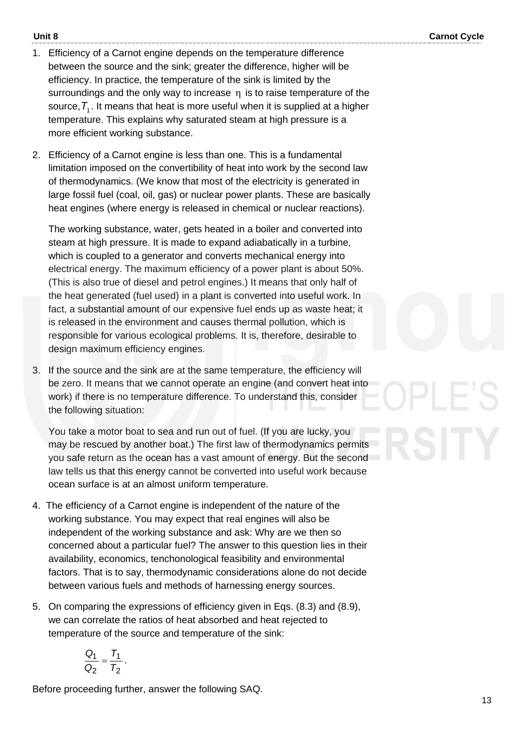1. Efficiency of a Carnot engine depends on the temperature difference between the source and the sink; greater the difference, higher will be efficiency. In practice, the temperature of the sink is limited by the surroundings and the only way to increase $\eta$ is to raise temperature of the source, $T_1$. It means that heat is more useful when it is supplied at a higher temperature. This explains why saturated steam at high pressure is a more efficient working substance.

2. Efficiency of a Carnot engine is less than one. This is a fundamental limitation imposed on the convertibility of heat into work by the second law of thermodynamics. (We know that most of the electricity is generated in large fossil fuel (coal, oil, gas) or nuclear power plants. These are basically heat engines (where energy is released in chemical or nuclear reactions).

   The working substance, water, gets heated in a boiler and converted into steam at high pressure. It is made to expand adiabatically in a turbine, which is coupled to a generator and converts mechanical energy into electrical energy. The maximum efficiency of a power plant is about 50%. (This is also true of diesel and petrol engines.) It means that only half of the heat generated (fuel used) in a plant is converted into useful work. In fact, a substantial amount of our expensive fuel ends up as waste heat; it is released in the environment and causes thermal pollution, which is responsible for various ecological problems. It is, therefore, desirable to design maximum efficiency engines.

3. If the source and the sink are at the same temperature, the efficiency will be zero. It means that we cannot operate an engine (and convert heat into work) if there is no temperature difference. To understand this, consider the following situation:

   You take a motor boat to sea and run out of fuel. (If you are lucky, you may be rescued by another boat.) The first law of thermodynamics permits you safe return as the ocean has a vast amount of energy. But the second law tells us that this energy cannot be converted into useful work because ocean surface is at an almost uniform temperature.

4. The efficiency of a Carnot engine is independent of the nature of the working substance. You may expect that real engines will also be independent of the working substance and ask: Why are we then so concerned about a particular fuel? The answer to this question lies in their availability, economics, tenchonological feasibility and environmental factors. That is to say, thermodynamic considerations alone do not decide between various fuels and methods of harnessing energy sources.

5. On comparing the expressions of efficiency given in Eqs. (8.3) and (8.9), we can correlate the ratios of heat absorbed and heat rejected to temperature of the source and temperature of the sink:

$$\frac{Q_1}{Q_2} = \frac{T_1}{T_2}.$$

Before proceeding further, answer the following SAQ.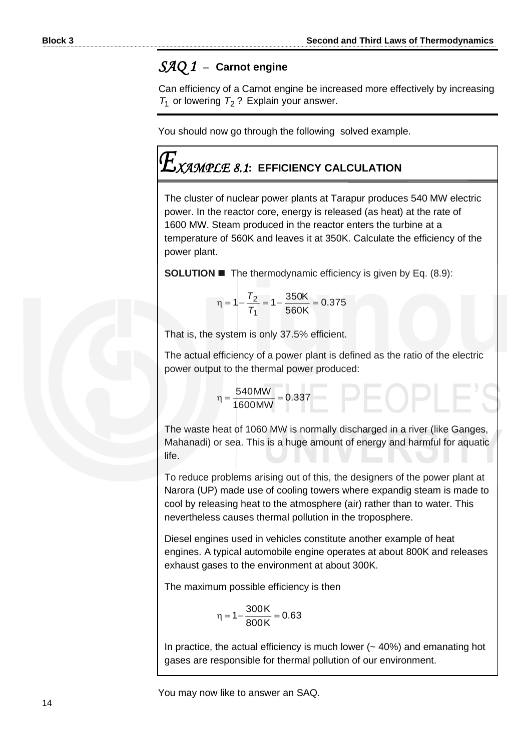## *SAQ 1* – Carnot engine

Can efficiency of a Carnot engine be increased more effectively by increasing $T_1$ or lowering $T_2$? Explain your answer.

You should now go through the following solved example.

## *EXAMPLE 8.1*: EFFICIENCY CALCULATION

The cluster of nuclear power plants at Tarapur produces 540 MW electric power. In the reactor core, energy is released (as heat) at the rate of 1600 MW. Steam produced in the reactor enters the turbine at a temperature of 560K and leaves it at 350K. Calculate the efficiency of the power plant.

**SOLUTION ■** The thermodynamic efficiency is given by Eq. (8.9):

$$\eta = 1 - \frac{T_2}{T_1} = 1 - \frac{350\text{K}}{560\text{K}} = 0.375$$

That is, the system is only 37.5% efficient.

The actual efficiency of a power plant is defined as the ratio of the electric power output to the thermal power produced:

$$\eta = \frac{540\text{MW}}{1600\text{MW}} = 0.337$$

The waste heat of 1060 MW is normally discharged in a river (like Ganges, Mahanadi) or sea. This is a huge amount of energy and harmful for aquatic life.

To reduce problems arising out of this, the designers of the power plant at Narora (UP) made use of cooling towers where expandig steam is made to cool by releasing heat to the atmosphere (air) rather than to water. This nevertheless causes thermal pollution in the troposphere.

Diesel engines used in vehicles constitute another example of heat engines. A typical automobile engine operates at about 800K and releases exhaust gases to the environment at about 300K.

The maximum possible efficiency is then

$$\eta = 1 - \frac{300\text{K}}{800\text{K}} = 0.63$$

In practice, the actual efficiency is much lower (~ 40%) and emanating hot gases are responsible for thermal pollution of our environment.

You may now like to answer an SAQ.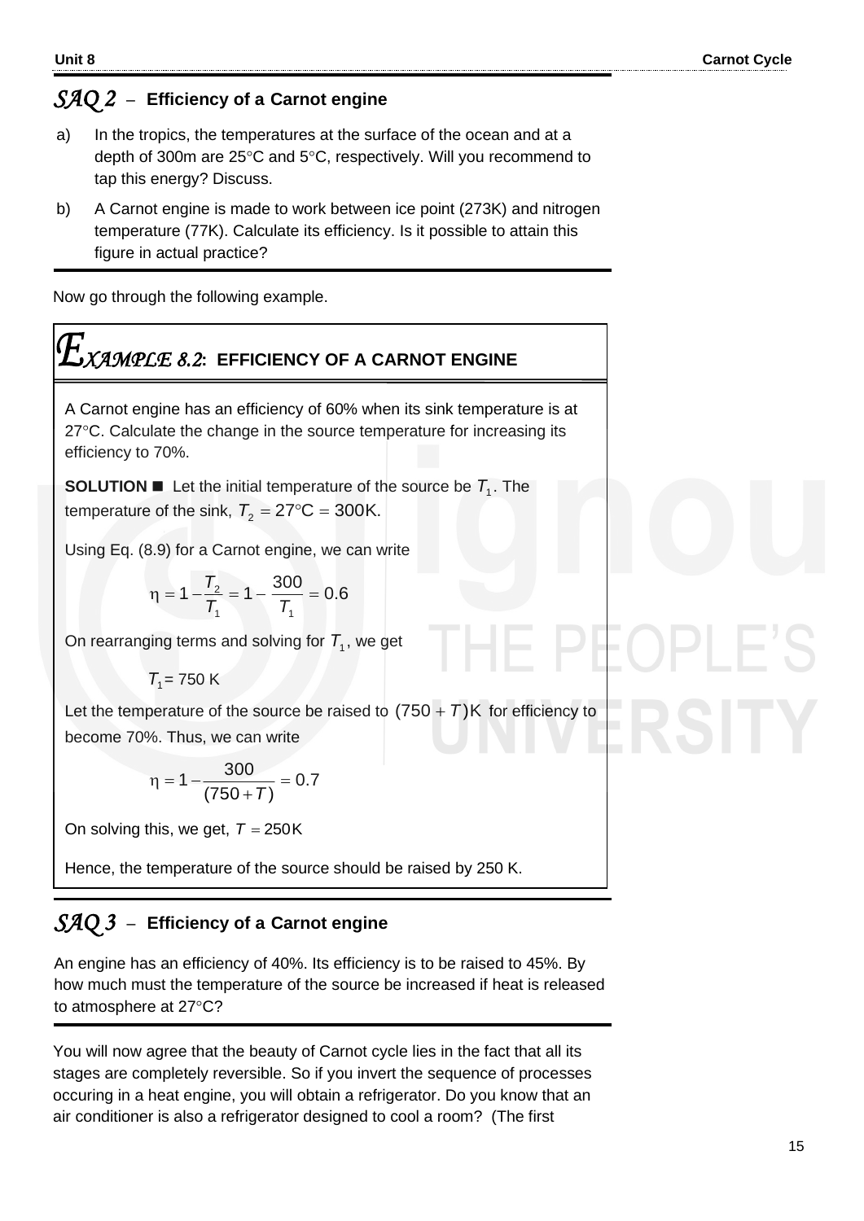## *SAQ 2* – Efficiency of a Carnot engine

a) In the tropics, the temperatures at the surface of the ocean and at a depth of 300m are 25°C and 5°C, respectively. Will you recommend to tap this energy? Discuss.

b) A Carnot engine is made to work between ice point (273K) and nitrogen temperature (77K). Calculate its efficiency. Is it possible to attain this figure in actual practice?

Now go through the following example.

## *EXAMPLE 8.2*: EFFICIENCY OF A CARNOT ENGINE

A Carnot engine has an efficiency of 60% when its sink temperature is at 27°C. Calculate the change in the source temperature for increasing its efficiency to 70%.

**SOLUTION ■** Let the initial temperature of the source be $T_1$. The temperature of the sink, $T_2 = 27°\text{C} = 300\text{K}$.

Using Eq. (8.9) for a Carnot engine, we can write

$$\eta = 1 - \frac{T_2}{T_1} = 1 - \frac{300}{T_1} = 0.6$$

On rearranging terms and solving for $T_1$, we get

$$T_1 = 750 \text{ K}$$

Let the temperature of the source be raised to $(750 + T)\text{K}$ for efficiency to become 70%. Thus, we can write

$$\eta = 1 - \frac{300}{(750 + T)} = 0.7$$

On solving this, we get, $T = 250\text{K}$

Hence, the temperature of the source should be raised by 250 K.

## *SAQ 3* – Efficiency of a Carnot engine

An engine has an efficiency of 40%. Its efficiency is to be raised to 45%. By how much must the temperature of the source be increased if heat is released to atmosphere at 27°C?

You will now agree that the beauty of Carnot cycle lies in the fact that all its stages are completely reversible. So if you invert the sequence of processes occuring in a heat engine, you will obtain a refrigerator. Do you know that an air conditioner is also a refrigerator designed to cool a room? (The first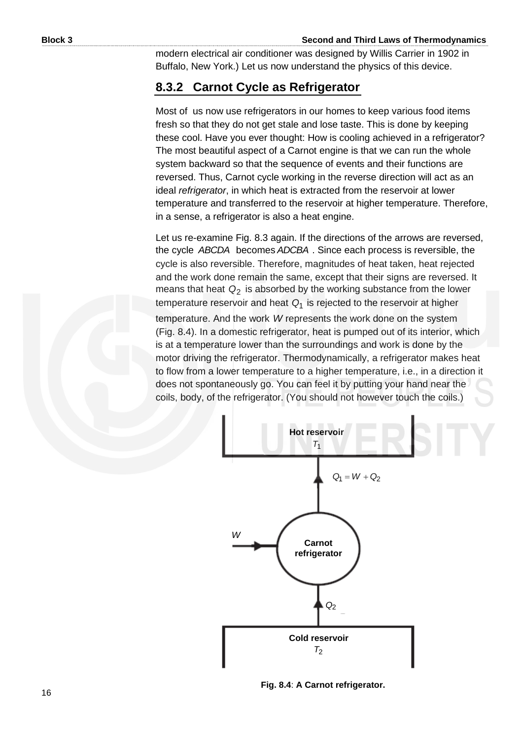modern electrical air conditioner was designed by Willis Carrier in 1902 in Buffalo, New York.) Let us now understand the physics of this device.

### 8.3.2 Carnot Cycle as Refrigerator

Most of us now use refrigerators in our homes to keep various food items fresh so that they do not get stale and lose taste. This is done by keeping these cool. Have you ever thought: How is cooling achieved in a refrigerator? The most beautiful aspect of a Carnot engine is that we can run the whole system backward so that the sequence of events and their functions are reversed. Thus, Carnot cycle working in the reverse direction will act as an ideal *refrigerator*, in which heat is extracted from the reservoir at lower temperature and transferred to the reservoir at higher temperature. Therefore, in a sense, a refrigerator is also a heat engine.

Let us re-examine Fig. 8.3 again. If the directions of the arrows are reversed, the cycle *ABCDA* becomes *ADCBA*. Since each process is reversible, the cycle is also reversible. Therefore, magnitudes of heat taken, heat rejected and the work done remain the same, except that their signs are reversed. It means that heat $Q_2$ is absorbed by the working substance from the lower temperature reservoir and heat $Q_1$ is rejected to the reservoir at higher temperature. And the work $W$ represents the work done on the system (Fig. 8.4). In a domestic refrigerator, heat is pumped out of its interior, which is at a temperature lower than the surroundings and work is done by the motor driving the refrigerator. Thermodynamically, a refrigerator makes heat to flow from a lower temperature to a higher temperature, i.e., in a direction it does not spontaneously go. You can feel it by putting your hand near the coils, body, of the refrigerator. (You should not however touch the coils.)

Hot reservoir $T_1$

$Q_1 = W + Q_2$

$W$ → Carnot refrigerator

$Q_2$

Cold reservoir $T_2$

**Fig. 8.4**: **A Carnot refrigerator.**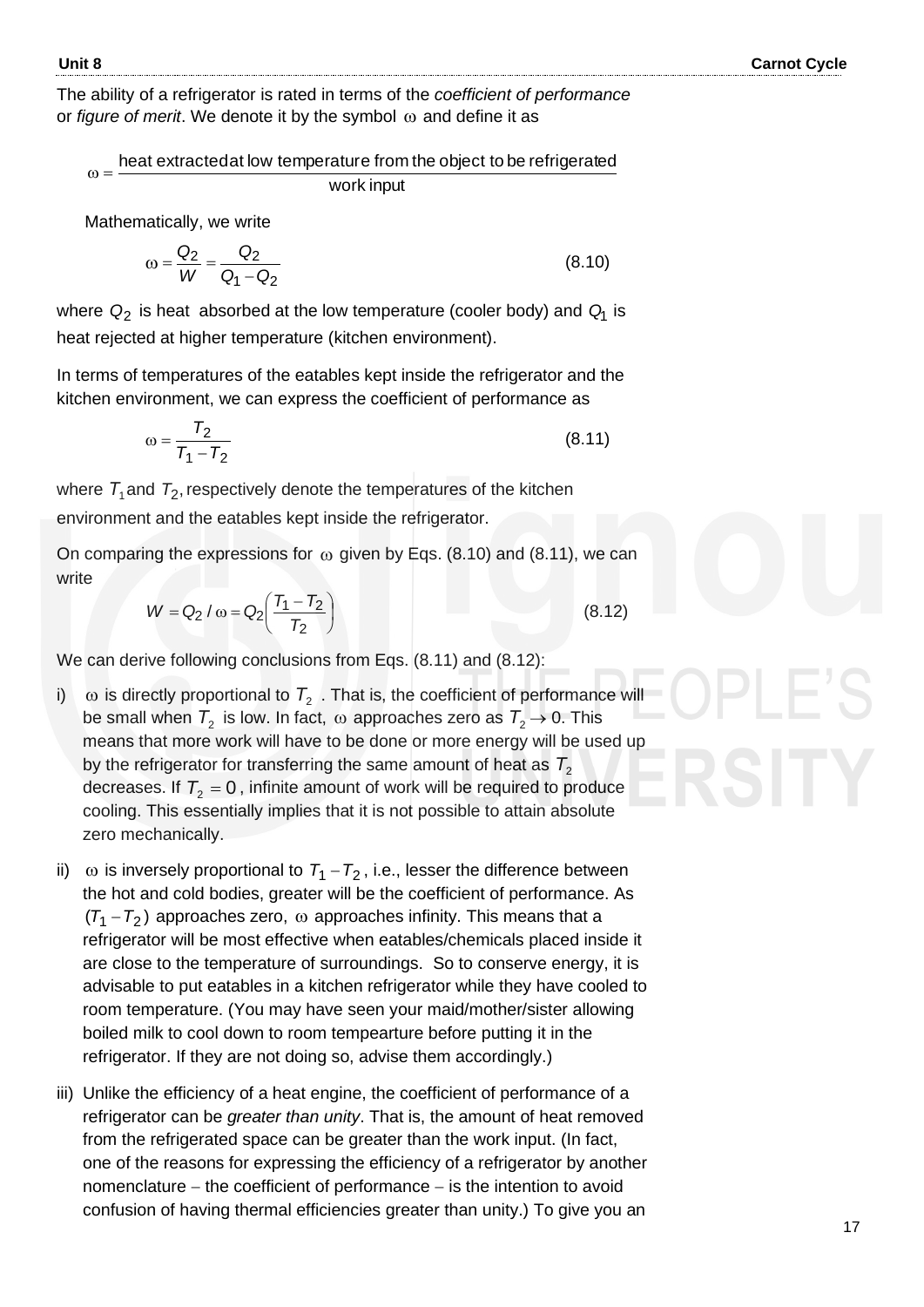The ability of a refrigerator is rated in terms of the *coefficient of performance* or *figure of merit*. We denote it by the symbol $\omega$ and define it as

$$\omega = \frac{\text{heat extracted at low temperature from the object to be refrigerated}}{\text{work input}}$$

Mathematically, we write

$$\omega = \frac{Q_2}{W} = \frac{Q_2}{Q_1 - Q_2} \tag{8.10}$$

where $Q_2$ is heat absorbed at the low temperature (cooler body) and $Q_1$ is heat rejected at higher temperature (kitchen environment).

In terms of temperatures of the eatables kept inside the refrigerator and the kitchen environment, we can express the coefficient of performance as

$$\omega = \frac{T_2}{T_1 - T_2} \tag{8.11}$$

where $T_1$ and $T_2$, respectively denote the temperatures of the kitchen environment and the eatables kept inside the refrigerator.

On comparing the expressions for $\omega$ given by Eqs. (8.10) and (8.11), we can write

$$W = Q_2 / \omega = Q_2 \left( \frac{T_1 - T_2}{T_2} \right) \tag{8.12}$$

We can derive following conclusions from Eqs. (8.11) and (8.12):

i) $\omega$ is directly proportional to $T_2$. That is, the coefficient of performance will be small when $T_2$ is low. In fact, $\omega$ approaches zero as $T_2 \to 0$. This means that more work will have to be done or more energy will be used up by the refrigerator for transferring the same amount of heat as $T_2$ decreases. If $T_2 = 0$, infinite amount of work will be required to produce cooling. This essentially implies that it is not possible to attain absolute zero mechanically.

ii) $\omega$ is inversely proportional to $T_1 - T_2$, i.e., lesser the difference between the hot and cold bodies, greater will be the coefficient of performance. As $(T_1 - T_2)$ approaches zero, $\omega$ approaches infinity. This means that a refrigerator will be most effective when eatables/chemicals placed inside it are close to the temperature of surroundings. So to conserve energy, it is advisable to put eatables in a kitchen refrigerator while they have cooled to room temperature. (You may have seen your maid/mother/sister allowing boiled milk to cool down to room tempearture before putting it in the refrigerator. If they are not doing so, advise them accordingly.)

iii) Unlike the efficiency of a heat engine, the coefficient of performance of a refrigerator can be *greater than unity*. That is, the amount of heat removed from the refrigerated space can be greater than the work input. (In fact, one of the reasons for expressing the efficiency of a refrigerator by another nomenclature – the coefficient of performance – is the intention to avoid confusion of having thermal efficiencies greater than unity.) To give you an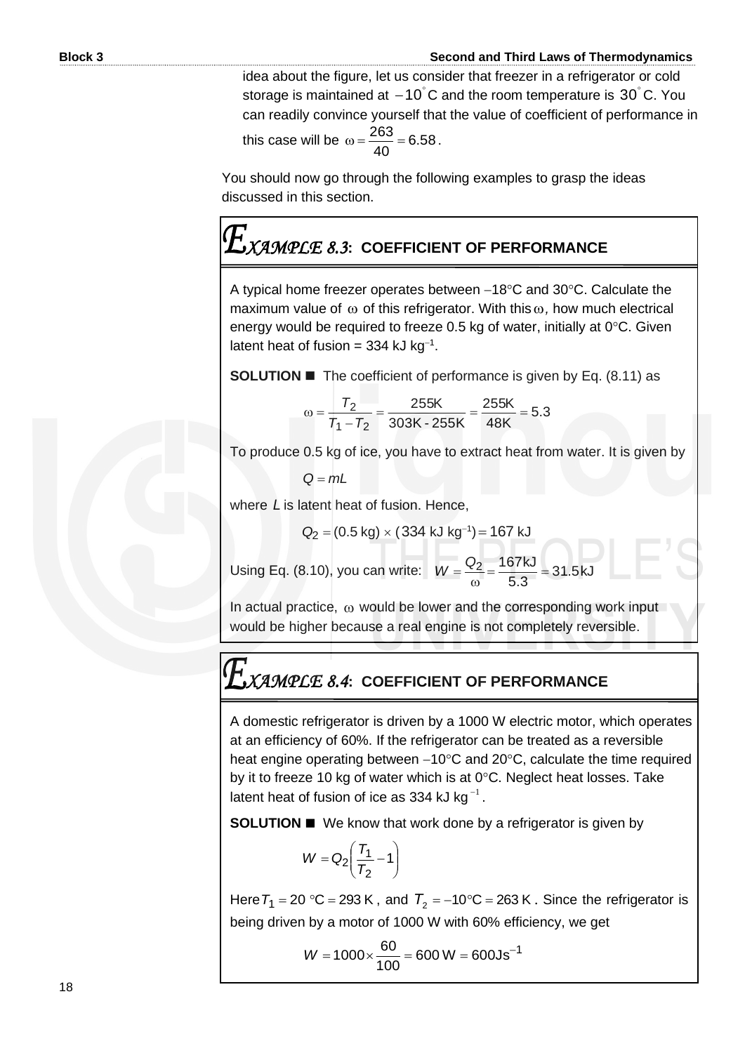idea about the figure, let us consider that freezer in a refrigerator or cold storage is maintained at $-10^\circ$ C and the room temperature is $30^\circ$ C. You can readily convince yourself that the value of coefficient of performance in this case will be $\omega = \frac{263}{40} = 6.58$.

You should now go through the following examples to grasp the ideas discussed in this section.

## EXAMPLE 8.3: COEFFICIENT OF PERFORMANCE

A typical home freezer operates between $-18°C$ and $30°C$. Calculate the maximum value of $\omega$ of this refrigerator. With this $\omega$, how much electrical energy would be required to freeze 0.5 kg of water, initially at $0°C$. Given latent heat of fusion = 334 kJ $kg^{-1}$.

**SOLUTION** ■ The coefficient of performance is given by Eq. (8.11) as

$$\omega = \frac{T_2}{T_1 - T_2} = \frac{255\text{K}}{303\text{K - }255\text{K}} = \frac{255\text{K}}{48\text{K}} = 5.3$$

To produce 0.5 kg of ice, you have to extract heat from water. It is given by

$$Q = mL$$

where $L$ is latent heat of fusion. Hence,

$$Q_2 = (0.5 \text{ kg}) \times (334 \text{ kJ kg}^{-1}) = 167 \text{ kJ}$$

Using Eq. (8.10), you can write: $W = \frac{Q_2}{\omega} = \frac{167\text{kJ}}{5.3} = 31.5\text{kJ}$

In actual practice, $\omega$ would be lower and the corresponding work input would be higher because a real engine is not completely reversible.

## EXAMPLE 8.4: COEFFICIENT OF PERFORMANCE

A domestic refrigerator is driven by a 1000 W electric motor, which operates at an efficiency of 60%. If the refrigerator can be treated as a reversible heat engine operating between $-10°C$ and $20°C$, calculate the time required by it to freeze 10 kg of water which is at $0°C$. Neglect heat losses. Take latent heat of fusion of ice as 334 kJ $kg^{-1}$.

**SOLUTION** ■ We know that work done by a refrigerator is given by

$$W = Q_2\left(\frac{T_1}{T_2} - 1\right)$$

Here $T_1 = 20\ °C = 293\ K$, and $T_2 = -10°C = 263\ K$. Since the refrigerator is being driven by a motor of 1000 W with 60% efficiency, we get

$$W = 1000 \times \frac{60}{100} = 600\ \text{W} = 600\text{Js}^{-1}$$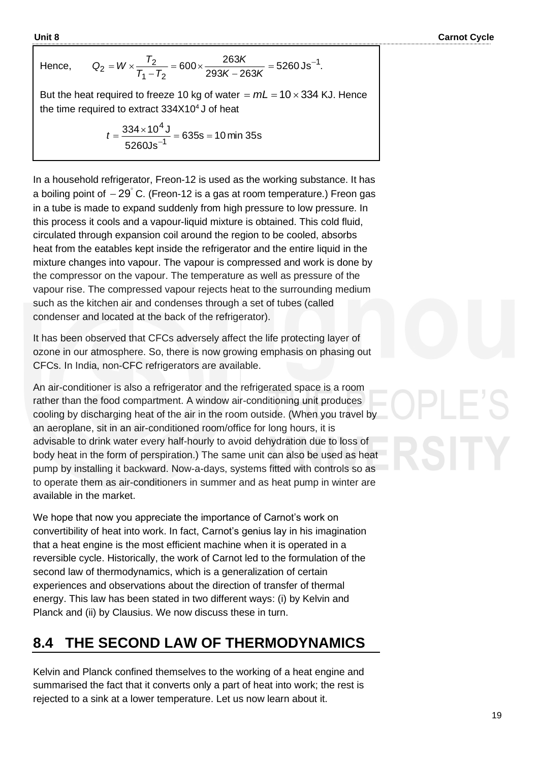Hence, $$Q_2 = W \times \frac{T_2}{T_1 - T_2} = 600 \times \frac{263K}{293K - 263K} = 5260\,\text{Js}^{-1}.$$

But the heat required to freeze 10 kg of water $= mL = 10 \times 334$ KJ. Hence the time required to extract 334X10$^4$ J of heat

$$t = \frac{334 \times 10^4\,\text{J}}{5260\text{Js}^{-1}} = 635\text{s} = 10\,\text{min}\ 35\text{s}$$

In a household refrigerator, Freon-12 is used as the working substance. It has a boiling point of $-29^\circ$ C. (Freon-12 is a gas at room temperature.) Freon gas in a tube is made to expand suddenly from high pressure to low pressure. In this process it cools and a vapour-liquid mixture is obtained. This cold fluid, circulated through expansion coil around the region to be cooled, absorbs heat from the eatables kept inside the refrigerator and the entire liquid in the mixture changes into vapour. The vapour is compressed and work is done by the compressor on the vapour. The temperature as well as pressure of the vapour rise. The compressed vapour rejects heat to the surrounding medium such as the kitchen air and condenses through a set of tubes (called condenser and located at the back of the refrigerator).

It has been observed that CFCs adversely affect the life protecting layer of ozone in our atmosphere. So, there is now growing emphasis on phasing out CFCs. In India, non-CFC refrigerators are available.

An air-conditioner is also a refrigerator and the refrigerated space is a room rather than the food compartment. A window air-conditioning unit produces cooling by discharging heat of the air in the room outside. (When you travel by an aeroplane, sit in an air-conditioned room/office for long hours, it is advisable to drink water every half-hourly to avoid dehydration due to loss of body heat in the form of perspiration.) The same unit can also be used as heat pump by installing it backward. Now-a-days, systems fitted with controls so as to operate them as air-conditioners in summer and as heat pump in winter are available in the market.

We hope that now you appreciate the importance of Carnot's work on convertibility of heat into work. In fact, Carnot's genius lay in his imagination that a heat engine is the most efficient machine when it is operated in a reversible cycle. Historically, the work of Carnot led to the formulation of the second law of thermodynamics, which is a generalization of certain experiences and observations about the direction of transfer of thermal energy. This law has been stated in two different ways: (i) by Kelvin and Planck and (ii) by Clausius. We now discuss these in turn.

## 8.4 THE SECOND LAW OF THERMODYNAMICS

Kelvin and Planck confined themselves to the working of a heat engine and summarised the fact that it converts only a part of heat into work; the rest is rejected to a sink at a lower temperature. Let us now learn about it.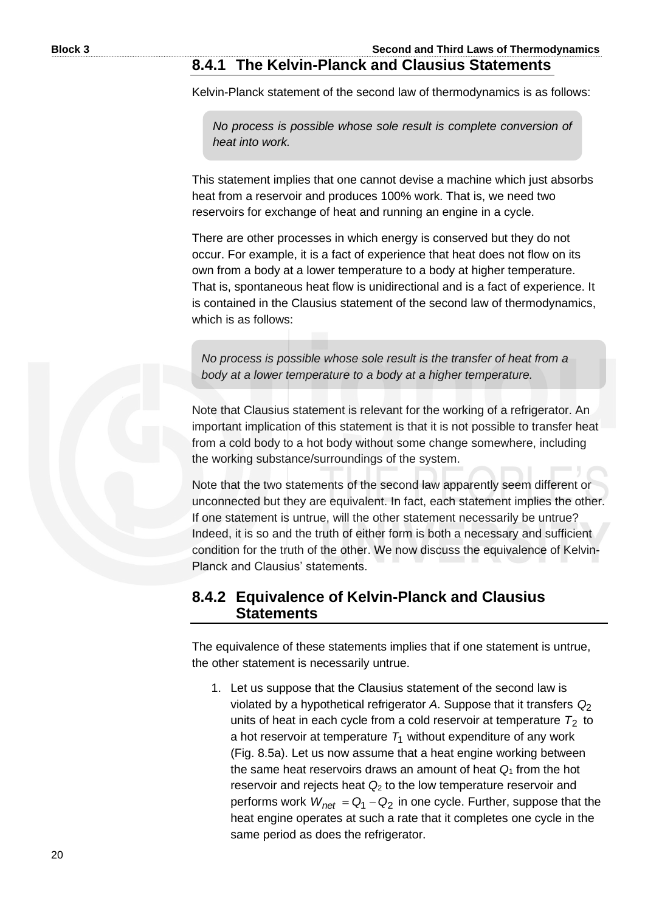### 8.4.1 The Kelvin-Planck and Clausius Statements

Kelvin-Planck statement of the second law of thermodynamics is as follows:

> *No process is possible whose sole result is complete conversion of heat into work.*

This statement implies that one cannot devise a machine which just absorbs heat from a reservoir and produces 100% work. That is, we need two reservoirs for exchange of heat and running an engine in a cycle.

There are other processes in which energy is conserved but they do not occur. For example, it is a fact of experience that heat does not flow on its own from a body at a lower temperature to a body at higher temperature. That is, spontaneous heat flow is unidirectional and is a fact of experience. It is contained in the Clausius statement of the second law of thermodynamics, which is as follows:

> *No process is possible whose sole result is the transfer of heat from a body at a lower temperature to a body at a higher temperature.*

Note that Clausius statement is relevant for the working of a refrigerator. An important implication of this statement is that it is not possible to transfer heat from a cold body to a hot body without some change somewhere, including the working substance/surroundings of the system.

Note that the two statements of the second law apparently seem different or unconnected but they are equivalent. In fact, each statement implies the other. If one statement is untrue, will the other statement necessarily be untrue? Indeed, it is so and the truth of either form is both a necessary and sufficient condition for the truth of the other. We now discuss the equivalence of Kelvin-Planck and Clausius' statements.

### 8.4.2 Equivalence of Kelvin-Planck and Clausius Statements

The equivalence of these statements implies that if one statement is untrue, the other statement is necessarily untrue.

1. Let us suppose that the Clausius statement of the second law is violated by a hypothetical refrigerator *A*. Suppose that it transfers $Q_2$ units of heat in each cycle from a cold reservoir at temperature $T_2$ to a hot reservoir at temperature $T_1$ without expenditure of any work (Fig. 8.5a). Let us now assume that a heat engine working between the same heat reservoirs draws an amount of heat $Q_1$ from the hot reservoir and rejects heat $Q_2$ to the low temperature reservoir and performs work $W_{net} = Q_1 - Q_2$ in one cycle. Further, suppose that the heat engine operates at such a rate that it completes one cycle in the same period as does the refrigerator.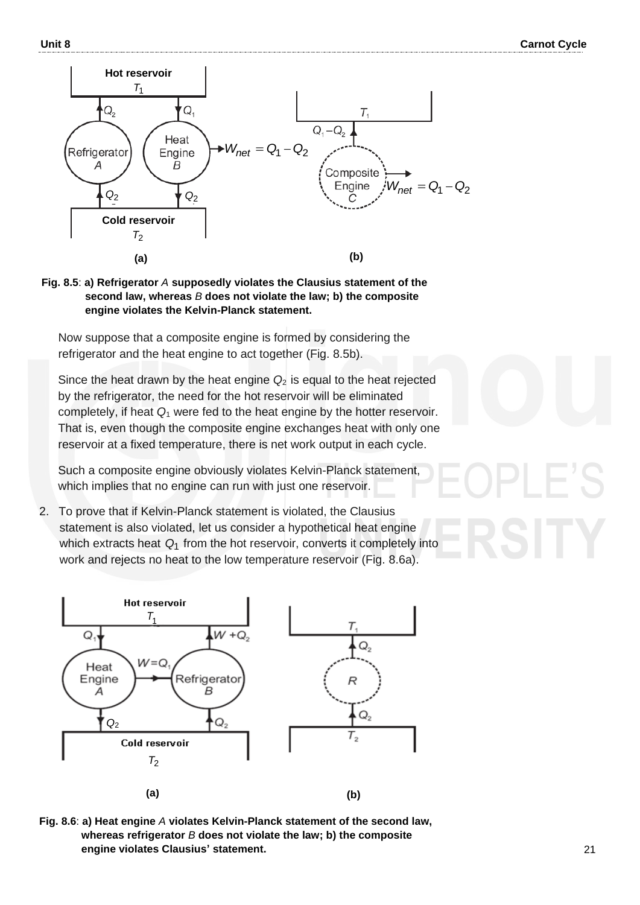**Fig. 8.5**: **a) Refrigerator** *A* **supposedly violates the Clausius statement of the second law, whereas** *B* **does not violate the law; b) the composite engine violates the Kelvin-Planck statement.**

Now suppose that a composite engine is formed by considering the refrigerator and the heat engine to act together (Fig. 8.5b).

Since the heat drawn by the heat engine $Q_2$ is equal to the heat rejected by the refrigerator, the need for the hot reservoir will be eliminated completely, if heat $Q_1$ were fed to the heat engine by the hotter reservoir. That is, even though the composite engine exchanges heat with only one reservoir at a fixed temperature, there is net work output in each cycle.

Such a composite engine obviously violates Kelvin-Planck statement, which implies that no engine can run with just one reservoir.

2. To prove that if Kelvin-Planck statement is violated, the Clausius statement is also violated, let us consider a hypothetical heat engine which extracts heat $Q_1$ from the hot reservoir, converts it completely into work and rejects no heat to the low temperature reservoir (Fig. 8.6a).

**Fig. 8.6**: **a) Heat engine** *A* **violates Kelvin-Planck statement of the second law, whereas refrigerator** *B* **does not violate the law; b) the composite engine violates Clausius' statement.**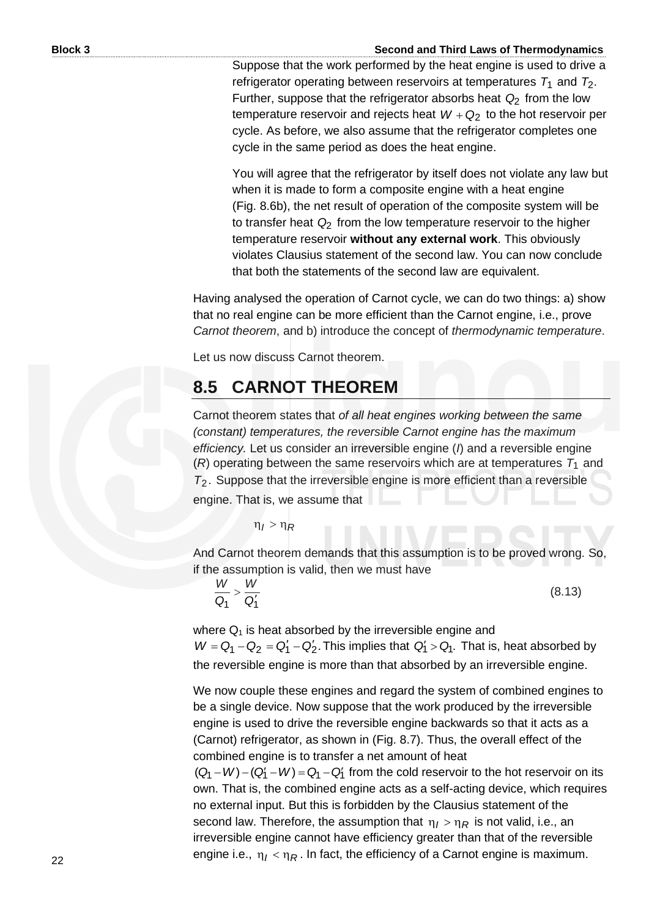Suppose that the work performed by the heat engine is used to drive a refrigerator operating between reservoirs at temperatures $T_1$ and $T_2$. Further, suppose that the refrigerator absorbs heat $Q_2$ from the low temperature reservoir and rejects heat $W + Q_2$ to the hot reservoir per cycle. As before, we also assume that the refrigerator completes one cycle in the same period as does the heat engine.

You will agree that the refrigerator by itself does not violate any law but when it is made to form a composite engine with a heat engine (Fig. 8.6b), the net result of operation of the composite system will be to transfer heat $Q_2$ from the low temperature reservoir to the higher temperature reservoir **without any external work**. This obviously violates Clausius statement of the second law. You can now conclude that both the statements of the second law are equivalent.

Having analysed the operation of Carnot cycle, we can do two things: a) show that no real engine can be more efficient than the Carnot engine, i.e., prove *Carnot theorem*, and b) introduce the concept of *thermodynamic temperature*.

Let us now discuss Carnot theorem.

## 8.5 CARNOT THEOREM

Carnot theorem states that *of all heat engines working between the same (constant) temperatures, the reversible Carnot engine has the maximum efficiency.* Let us consider an irreversible engine (*I*) and a reversible engine (*R*) operating between the same reservoirs which are at temperatures $T_1$ and $T_2$. Suppose that the irreversible engine is more efficient than a reversible engine. That is, we assume that

$$\eta_I > \eta_R$$

And Carnot theorem demands that this assumption is to be proved wrong. So, if the assumption is valid, then we must have

$$\frac{W}{Q_1} > \frac{W}{Q_1'} \tag{8.13}$$

where $Q_1$ is heat absorbed by the irreversible engine and $W = Q_1 - Q_2 = Q_1' - Q_2'$. This implies that $Q_1' > Q_1$. That is, heat absorbed by the reversible engine is more than that absorbed by an irreversible engine.

We now couple these engines and regard the system of combined engines to be a single device. Now suppose that the work produced by the irreversible engine is used to drive the reversible engine backwards so that it acts as a (Carnot) refrigerator, as shown in (Fig. 8.7). Thus, the overall effect of the combined engine is to transfer a net amount of heat $(Q_1 - W) - (Q_1' - W) = Q_1 - Q_1'$ from the cold reservoir to the hot reservoir on its own. That is, the combined engine acts as a self-acting device, which requires no external input. But this is forbidden by the Clausius statement of the second law. Therefore, the assumption that $\eta_I > \eta_R$ is not valid, i.e., an irreversible engine cannot have efficiency greater than that of the reversible engine i.e., $\eta_I < \eta_R$. In fact, the efficiency of a Carnot engine is maximum.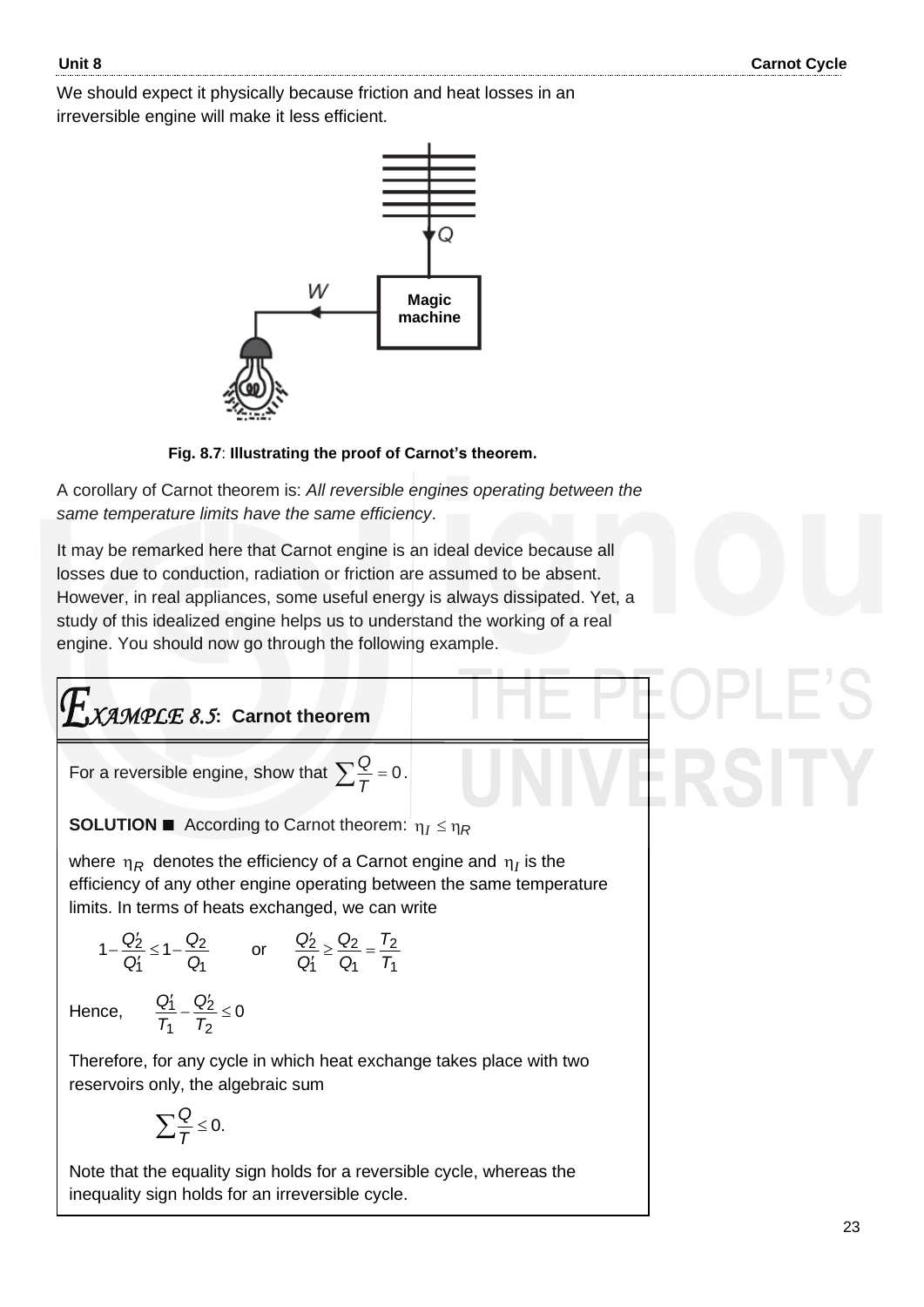We should expect it physically because friction and heat losses in an irreversible engine will make it less efficient.

Fig. 8.7: **Illustrating the proof of Carnot's theorem.**

A corollary of Carnot theorem is: *All reversible engines operating between the same temperature limits have the same efficiency*.

It may be remarked here that Carnot engine is an ideal device because all losses due to conduction, radiation or friction are assumed to be absent. However, in real appliances, some useful energy is always dissipated. Yet, a study of this idealized engine helps us to understand the working of a real engine. You should now go through the following example.

## *EXAMPLE 8.5*: Carnot theorem

For a reversible engine, show that $\sum \frac{Q}{T} = 0$.

**SOLUTION ■** According to Carnot theorem: $\eta_I \le \eta_R$

where $\eta_R$ denotes the efficiency of a Carnot engine and $\eta_I$ is the efficiency of any other engine operating between the same temperature limits. In terms of heats exchanged, we can write

$$1 - \frac{Q_2'}{Q_1'} \le 1 - \frac{Q_2}{Q_1} \qquad \text{or} \qquad \frac{Q_2'}{Q_1'} \ge \frac{Q_2}{Q_1} = \frac{T_2}{T_1}$$

Hence, $$\frac{Q_1'}{T_1} - \frac{Q_2'}{T_2} \le 0$$

Therefore, for any cycle in which heat exchange takes place with two reservoirs only, the algebraic sum

$$\sum \frac{Q}{T} \le 0.$$

Note that the equality sign holds for a reversible cycle, whereas the inequality sign holds for an irreversible cycle.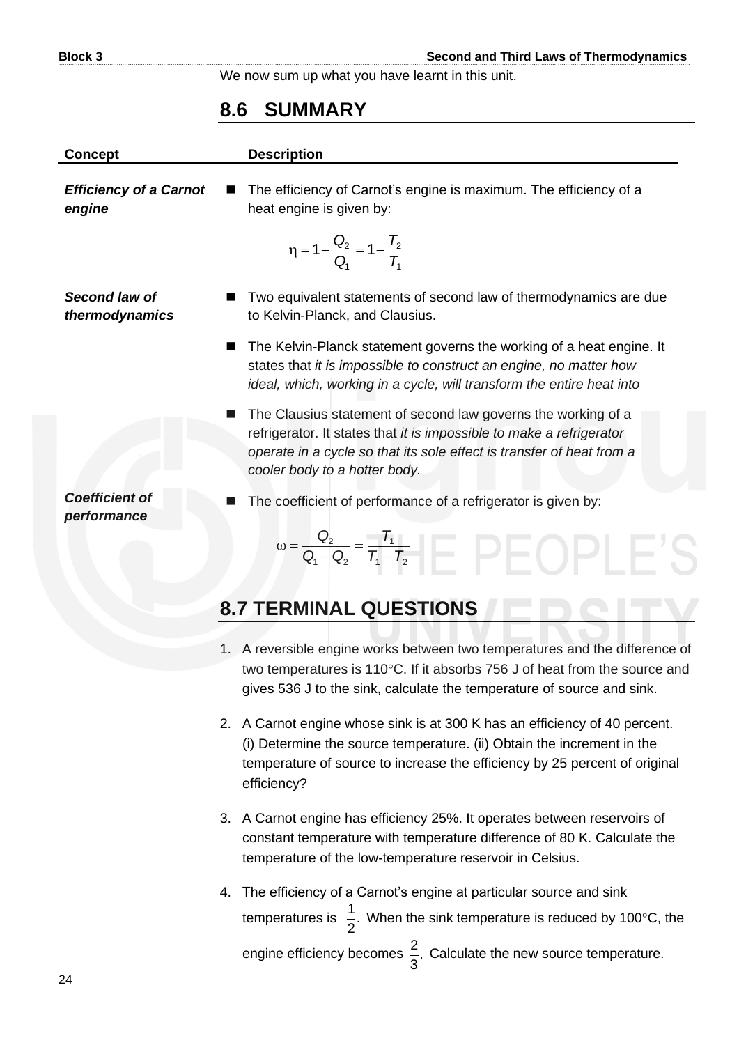We now sum up what you have learnt in this unit.

## 8.6 SUMMARY

| Concept | Description |
|---|---|
| ***Efficiency of a Carnot engine*** | ■ The efficiency of Carnot's engine is maximum. The efficiency of a heat engine is given by: $$\eta = 1 - \frac{Q_2}{Q_1} = 1 - \frac{T_2}{T_1}$$ |
| ***Second law of thermodynamics*** | ■ Two equivalent statements of second law of thermodynamics are due to Kelvin-Planck, and Clausius. |
| | ■ The Kelvin-Planck statement governs the working of a heat engine. It states that *it is impossible to construct an engine, no matter how ideal, which, working in a cycle, will transform the entire heat into* |
| | ■ The Clausius statement of second law governs the working of a refrigerator. It states that *it is impossible to make a refrigerator operate in a cycle so that its sole effect is transfer of heat from a cooler body to a hotter body.* |
| ***Coefficient of performance*** | ■ The coefficient of performance of a refrigerator is given by: $$\omega = \frac{Q_2}{Q_1 - Q_2} = \frac{T_1}{T_1 - T_2}$$ |

## 8.7 TERMINAL QUESTIONS

1. A reversible engine works between two temperatures and the difference of two temperatures is 110°C. If it absorbs 756 J of heat from the source and gives 536 J to the sink, calculate the temperature of source and sink.

2. A Carnot engine whose sink is at 300 K has an efficiency of 40 percent. (i) Determine the source temperature. (ii) Obtain the increment in the temperature of source to increase the efficiency by 25 percent of original efficiency?

3. A Carnot engine has efficiency 25%. It operates between reservoirs of constant temperature with temperature difference of 80 K. Calculate the temperature of the low-temperature reservoir in Celsius.

4. The efficiency of a Carnot's engine at particular source and sink temperatures is $\frac{1}{2}$. When the sink temperature is reduced by 100°C, the engine efficiency becomes $\frac{2}{3}$. Calculate the new source temperature.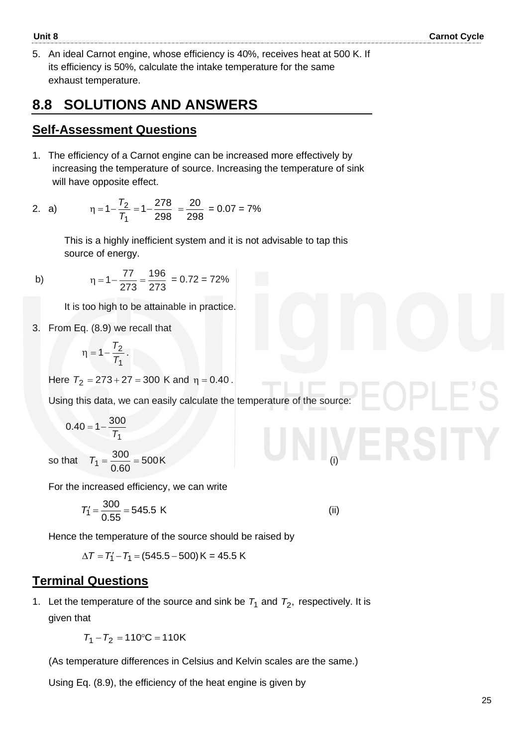5. An ideal Carnot engine, whose efficiency is 40%, receives heat at 500 K. If its efficiency is 50%, calculate the intake temperature for the same exhaust temperature.

## 8.8 SOLUTIONS AND ANSWERS

### Self-Assessment Questions

1. The efficiency of a Carnot engine can be increased more effectively by increasing the temperature of source. Increasing the temperature of sink will have opposite effect.

2. a) $$\eta = 1 - \frac{T_2}{T_1} = 1 - \frac{278}{298} = \frac{20}{298} = 0.07 = 7\%$$

   This is a highly inefficient system and it is not advisable to tap this source of energy.

   b) $$\eta = 1 - \frac{77}{273} = \frac{196}{273} = 0.72 = 72\%$$

   It is too high to be attainable in practice.

3. From Eq. (8.9) we recall that

   $$\eta = 1 - \frac{T_2}{T_1}.$$

   Here $T_2 = 273 + 27 = 300$ K and $\eta = 0.40$.

   Using this data, we can easily calculate the temperature of the source:

   $$0.40 = 1 - \frac{300}{T_1}$$

   so that $$T_1 = \frac{300}{0.60} = 500\,\text{K} \qquad \text{(i)}$$

   For the increased efficiency, we can write

   $$T_1' = \frac{300}{0.55} = 545.5 \text{ K} \qquad \text{(ii)}$$

   Hence the temperature of the source should be raised by

   $$\Delta T = T_1' - T_1 = (545.5 - 500)\,\text{K} = 45.5 \text{ K}$$

### Terminal Questions

1. Let the temperature of the source and sink be $T_1$ and $T_2$, respectively. It is given that

   $$T_1 - T_2 = 110°\text{C} = 110\text{K}$$

   (As temperature differences in Celsius and Kelvin scales are the same.)

   Using Eq. (8.9), the efficiency of the heat engine is given by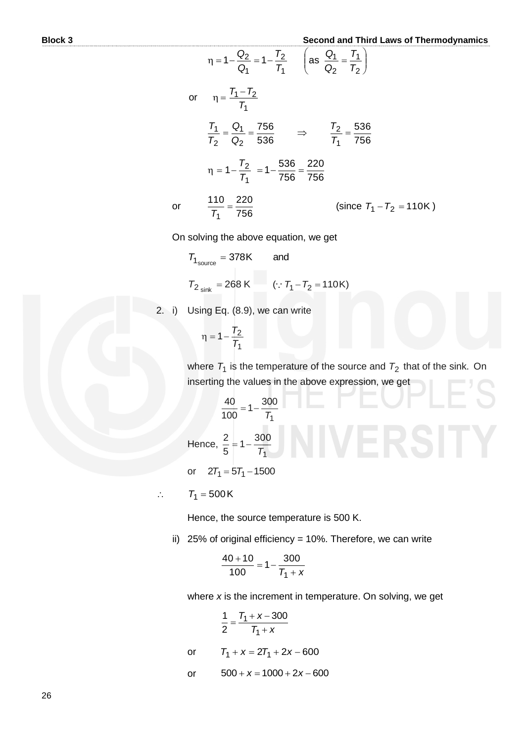$$\eta = 1 - \frac{Q_2}{Q_1} = 1 - \frac{T_2}{T_1} \qquad \left(\text{as } \frac{Q_1}{Q_2} = \frac{T_1}{T_2}\right)$$

or $$\eta = \frac{T_1 - T_2}{T_1}$$

$$\frac{T_1}{T_2} = \frac{Q_1}{Q_2} = \frac{756}{536} \qquad \Rightarrow \qquad \frac{T_2}{T_1} = \frac{536}{756}$$

$$\eta = 1 - \frac{T_2}{T_1} = 1 - \frac{536}{756} = \frac{220}{756}$$

or $$\frac{110}{T_1} = \frac{220}{756} \qquad \text{(since } T_1 - T_2 = 110\text{K)}$$

On solving the above equation, we get

$$T_{1_{\text{source}}} = 378\text{K} \qquad \text{and}$$

$$T_{2\,\text{sink}} = 268\text{ K} \qquad (\because T_1 - T_2 = 110\text{K})$$

2. i) Using Eq. (8.9), we can write

$$\eta = 1 - \frac{T_2}{T_1}$$

where $T_1$ is the temperature of the source and $T_2$ that of the sink. On inserting the values in the above expression, we get

$$\frac{40}{100} = 1 - \frac{300}{T_1}$$

Hence, $\frac{2}{5} = 1 - \frac{300}{T_1}$

or $2T_1 = 5T_1 - 1500$

$\therefore \quad T_1 = 500\text{K}$

Hence, the source temperature is 500 K.

ii) 25% of original efficiency = 10%. Therefore, we can write

$$\frac{40 + 10}{100} = 1 - \frac{300}{T_1 + x}$$

where $x$ is the increment in temperature. On solving, we get

$$\frac{1}{2} = \frac{T_1 + x - 300}{T_1 + x}$$

or $$T_1 + x = 2T_1 + 2x - 600$$

or $$500 + x = 1000 + 2x - 600$$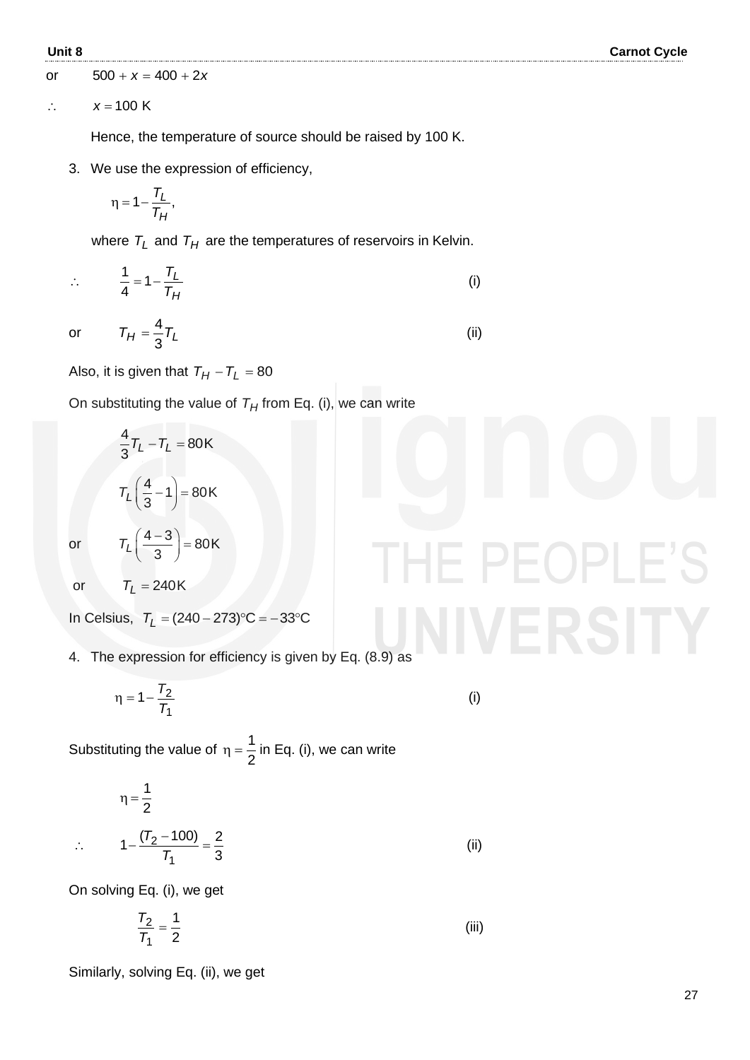or $\quad 500 + x = 400 + 2x$

$\therefore \quad x = 100 \text{ K}$

Hence, the temperature of source should be raised by 100 K.

3. We use the expression of efficiency,

$$\eta = 1 - \frac{T_L}{T_H},$$

where $T_L$ and $T_H$ are the temperatures of reservoirs in Kelvin.

$$\therefore \quad \frac{1}{4} = 1 - \frac{T_L}{T_H} \qquad \text{(i)}$$

$$\text{or} \quad T_H = \frac{4}{3} T_L \qquad \text{(ii)}$$

Also, it is given that $T_H - T_L = 80$

On substituting the value of $T_H$ from Eq. (i), we can write

$$\frac{4}{3} T_L - T_L = 80 \text{K}$$

$$T_L \left( \frac{4}{3} - 1 \right) = 80 \text{K}$$

$$\text{or} \quad T_L \left( \frac{4-3}{3} \right) = 80 \text{K}$$

$$\text{or} \quad T_L = 240 \text{K}$$

In Celsius, $T_L = (240 - 273)°\text{C} = -33°\text{C}$

4. The expression for efficiency is given by Eq. (8.9) as

$$\eta = 1 - \frac{T_2}{T_1} \qquad \text{(i)}$$

Substituting the value of $\eta = \frac{1}{2}$ in Eq. (i), we can write

$$\eta = \frac{1}{2}$$

$$\therefore \quad 1 - \frac{(T_2 - 100)}{T_1} = \frac{2}{3} \qquad \text{(ii)}$$

On solving Eq. (i), we get

$$\frac{T_2}{T_1} = \frac{1}{2} \qquad \text{(iii)}$$

Similarly, solving Eq. (ii), we get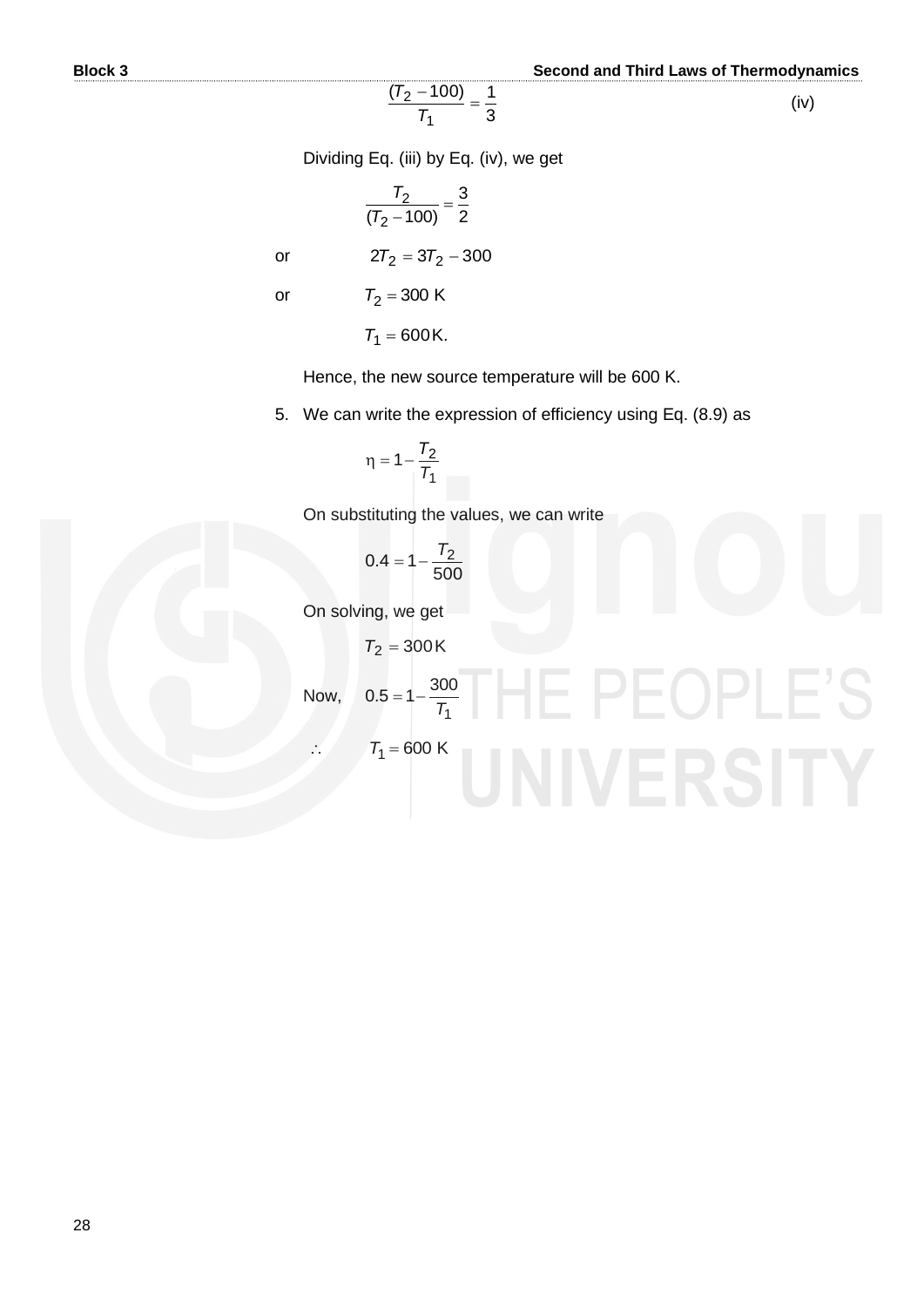$$\frac{(T_2 - 100)}{T_1} = \frac{1}{3} \qquad \text{(iv)}$$

Dividing Eq. (iii) by Eq. (iv), we get

$$\frac{T_2}{(T_2 - 100)} = \frac{3}{2}$$

or $$2T_2 = 3T_2 - 300$$

or $$T_2 = 300 \text{ K}$$

$$T_1 = 600 \text{K}.$$

Hence, the new source temperature will be 600 K.

5. We can write the expression of efficiency using Eq. (8.9) as

$$\eta = 1 - \frac{T_2}{T_1}$$

On substituting the values, we can write

$$0.4 = 1 - \frac{T_2}{500}$$

On solving, we get

$$T_2 = 300 \text{K}$$

Now, $$0.5 = 1 - \frac{300}{T_1}$$

$$\therefore \quad T_1 = 600 \text{ K}$$